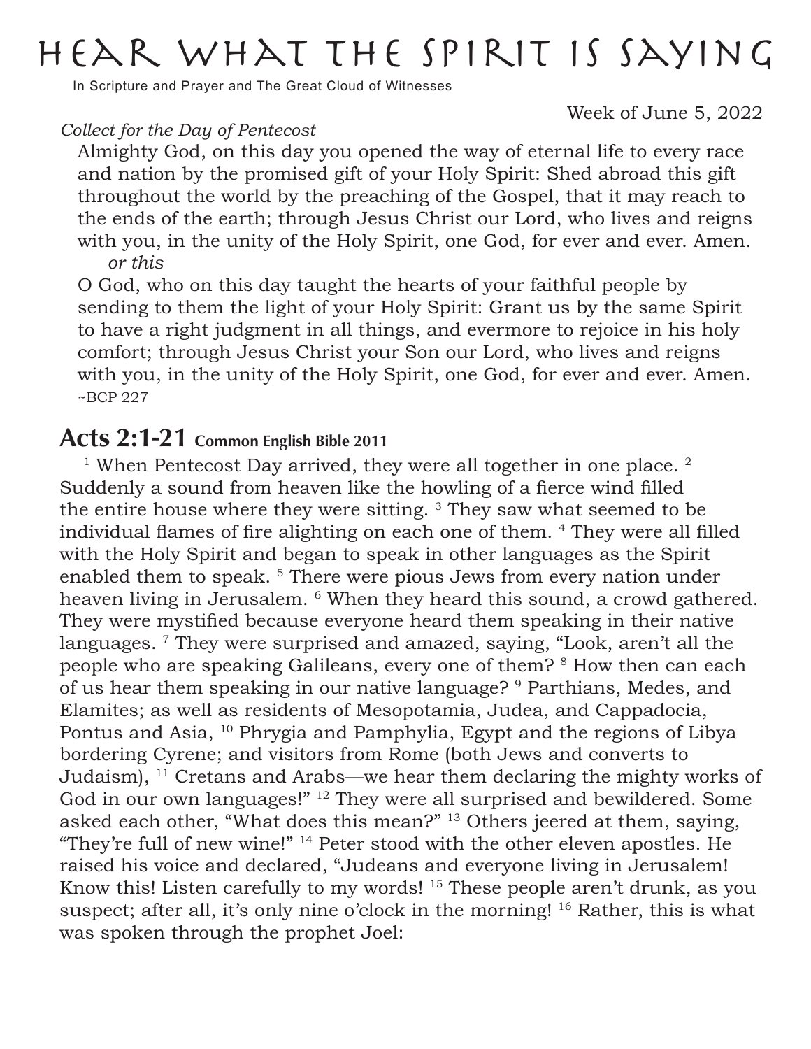# Hear What the Spirit Is Saying

In Scripture and Prayer and The Great Cloud of Witnesses

Week of June 5, 2022

*Collect for the Day of Pentecost*

Almighty God, on this day you opened the way of eternal life to every race and nation by the promised gift of your Holy Spirit: Shed abroad this gift throughout the world by the preaching of the Gospel, that it may reach to the ends of the earth; through Jesus Christ our Lord, who lives and reigns with you, in the unity of the Holy Spirit, one God, for ever and ever. Amen.

*or this*

O God, who on this day taught the hearts of your faithful people by sending to them the light of your Holy Spirit: Grant us by the same Spirit to have a right judgment in all things, and evermore to rejoice in his holy comfort; through Jesus Christ your Son our Lord, who lives and reigns with you, in the unity of the Holy Spirit, one God, for ever and ever. Amen.
~BCP 227

## Acts 2:1-21 Common English Bible 2011

[1] When Pentecost Day arrived, they were all together in one place. [2] Suddenly a sound from heaven like the howling of a fierce wind filled the entire house where they were sitting. [3] They saw what seemed to be individual flames of fire alighting on each one of them. [4] They were all filled with the Holy Spirit and began to speak in other languages as the Spirit enabled them to speak. [5] There were pious Jews from every nation under heaven living in Jerusalem. [6] When they heard this sound, a crowd gathered. They were mystified because everyone heard them speaking in their native languages. [7] They were surprised and amazed, saying, “Look, aren’t all the people who are speaking Galileans, every one of them? [8] How then can each of us hear them speaking in our native language? [9] Parthians, Medes, and Elamites; as well as residents of Mesopotamia, Judea, and Cappadocia, Pontus and Asia, [10] Phrygia and Pamphylia, Egypt and the regions of Libya bordering Cyrene; and visitors from Rome (both Jews and converts to Judaism), [11] Cretans and Arabs—we hear them declaring the mighty works of God in our own languages!” [12] They were all surprised and bewildered. Some asked each other, “What does this mean?” [13] Others jeered at them, saying, “They’re full of new wine!” [14] Peter stood with the other eleven apostles. He raised his voice and declared, “Judeans and everyone living in Jerusalem! Know this! Listen carefully to my words! [15] These people aren’t drunk, as you suspect; after all, it’s only nine o’clock in the morning! [16] Rather, this is what was spoken through the prophet Joel: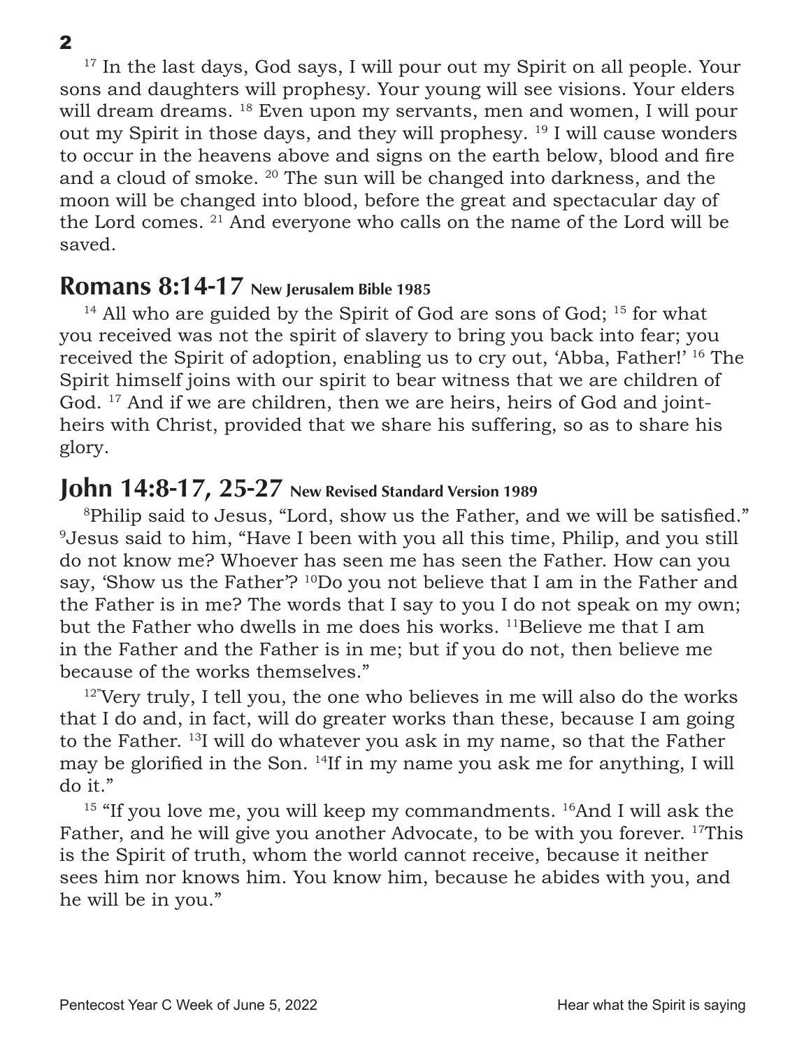[17] In the last days, God says, I will pour out my Spirit on all people. Your sons and daughters will prophesy. Your young will see visions. Your elders will dream dreams. [18] Even upon my servants, men and women, I will pour out my Spirit in those days, and they will prophesy. [19] I will cause wonders to occur in the heavens above and signs on the earth below, blood and fire and a cloud of smoke. [20] The sun will be changed into darkness, and the moon will be changed into blood, before the great and spectacular day of the Lord comes. [21] And everyone who calls on the name of the Lord will be saved.

## Romans 8:14-17 New Jerusalem Bible 1985

[14] All who are guided by the Spirit of God are sons of God; [15] for what you received was not the spirit of slavery to bring you back into fear; you received the Spirit of adoption, enabling us to cry out, 'Abba, Father!' [16] The Spirit himself joins with our spirit to bear witness that we are children of God. [17] And if we are children, then we are heirs, heirs of God and joint-heirs with Christ, provided that we share his suffering, so as to share his glory.

## John 14:8-17, 25-27 New Revised Standard Version 1989

[8]Philip said to Jesus, "Lord, show us the Father, and we will be satisfied." [9]Jesus said to him, "Have I been with you all this time, Philip, and you still do not know me? Whoever has seen me has seen the Father. How can you say, 'Show us the Father'? [10]Do you not believe that I am in the Father and the Father is in me? The words that I say to you I do not speak on my own; but the Father who dwells in me does his works. [11]Believe me that I am in the Father and the Father is in me; but if you do not, then believe me because of the works themselves."

[12]"Very truly, I tell you, the one who believes in me will also do the works that I do and, in fact, will do greater works than these, because I am going to the Father. [13]I will do whatever you ask in my name, so that the Father may be glorified in the Son. [14]If in my name you ask me for anything, I will do it."

[15] "If you love me, you will keep my commandments. [16]And I will ask the Father, and he will give you another Advocate, to be with you forever. [17]This is the Spirit of truth, whom the world cannot receive, because it neither sees him nor knows him. You know him, because he abides with you, and he will be in you."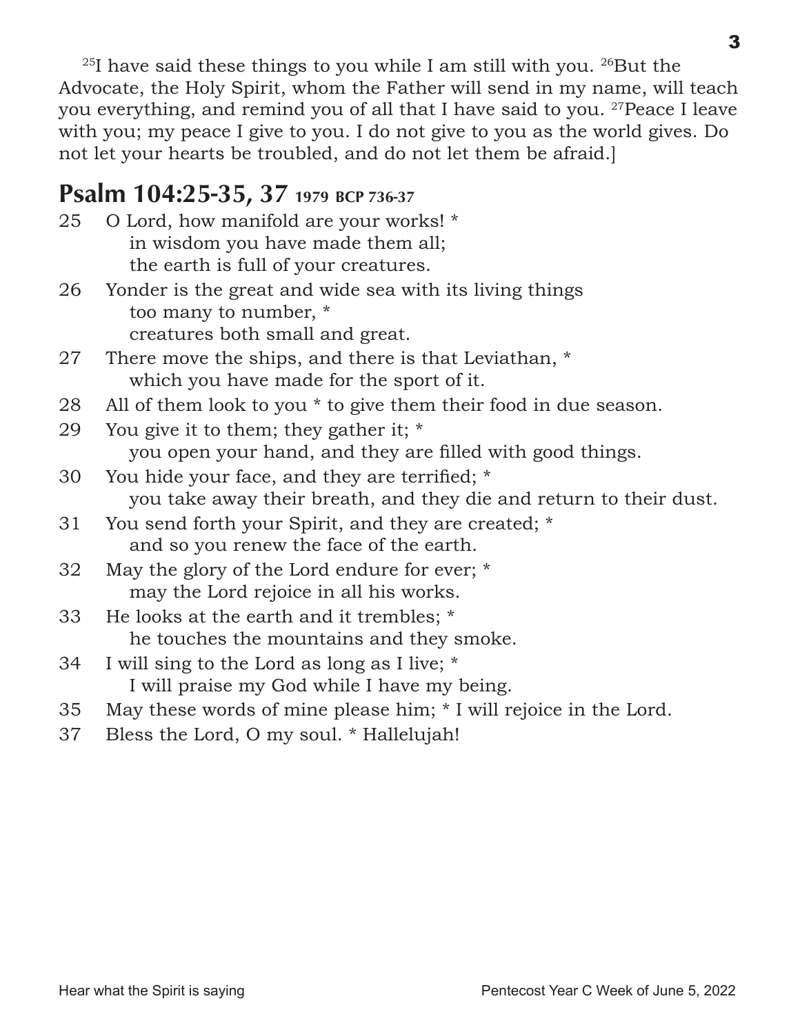[25]I have said these things to you while I am still with you. [26]But the Advocate, the Holy Spirit, whom the Father will send in my name, will teach you everything, and remind you of all that I have said to you. [27]Peace I leave with you; my peace I give to you. I do not give to you as the world gives. Do not let your hearts be troubled, and do not let them be afraid.]

## Psalm 104:25-35, 37 1979 BCP 736-37

25 O Lord, how manifold are your works! *
 in wisdom you have made them all;
 the earth is full of your creatures.

26 Yonder is the great and wide sea with its living things
 too many to number, *
 creatures both small and great.

27 There move the ships, and there is that Leviathan, *
 which you have made for the sport of it.

28 All of them look to you * to give them their food in due season.

29 You give it to them; they gather it; *
 you open your hand, and they are filled with good things.

30 You hide your face, and they are terrified; *
 you take away their breath, and they die and return to their dust.

31 You send forth your Spirit, and they are created; *
 and so you renew the face of the earth.

32 May the glory of the Lord endure for ever; *
 may the Lord rejoice in all his works.

33 He looks at the earth and it trembles; *
 he touches the mountains and they smoke.

34 I will sing to the Lord as long as I live; *
 I will praise my God while I have my being.

35 May these words of mine please him; * I will rejoice in the Lord.

37 Bless the Lord, O my soul. * Hallelujah!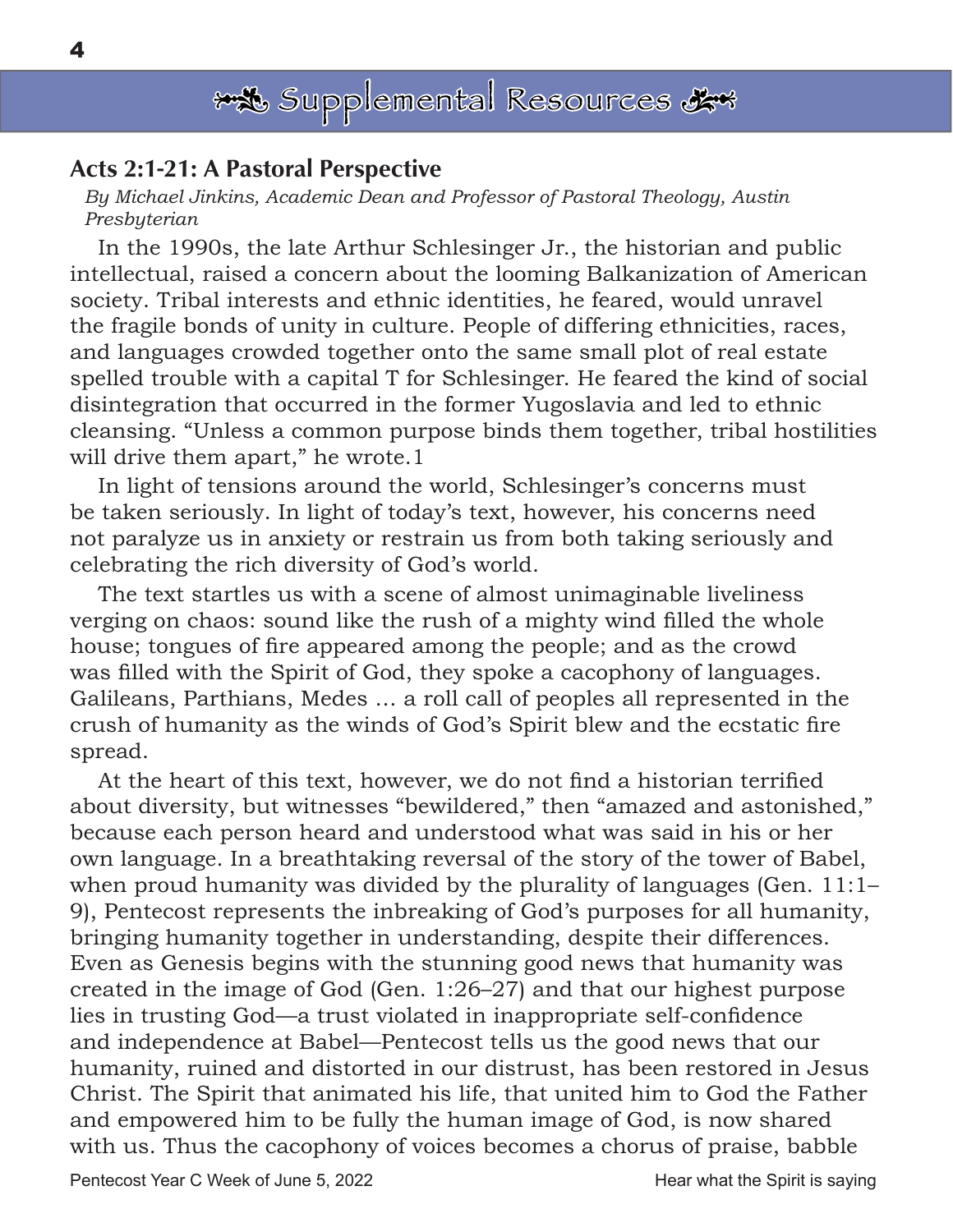# Supplemental Resources

## Acts 2:1-21: A Pastoral Perspective

*By Michael Jinkins, Academic Dean and Professor of Pastoral Theology, Austin Presbyterian*

In the 1990s, the late Arthur Schlesinger Jr., the historian and public intellectual, raised a concern about the looming Balkanization of American society. Tribal interests and ethnic identities, he feared, would unravel the fragile bonds of unity in culture. People of differing ethnicities, races, and languages crowded together onto the same small plot of real estate spelled trouble with a capital T for Schlesinger. He feared the kind of social disintegration that occurred in the former Yugoslavia and led to ethnic cleansing. "Unless a common purpose binds them together, tribal hostilities will drive them apart," he wrote.[1]

In light of tensions around the world, Schlesinger's concerns must be taken seriously. In light of today's text, however, his concerns need not paralyze us in anxiety or restrain us from both taking seriously and celebrating the rich diversity of God's world.

The text startles us with a scene of almost unimaginable liveliness verging on chaos: sound like the rush of a mighty wind filled the whole house; tongues of fire appeared among the people; and as the crowd was filled with the Spirit of God, they spoke a cacophony of languages. Galileans, Parthians, Medes … a roll call of peoples all represented in the crush of humanity as the winds of God's Spirit blew and the ecstatic fire spread.

At the heart of this text, however, we do not find a historian terrified about diversity, but witnesses "bewildered," then "amazed and astonished," because each person heard and understood what was said in his or her own language. In a breathtaking reversal of the story of the tower of Babel, when proud humanity was divided by the plurality of languages (Gen. 11:1–9), Pentecost represents the inbreaking of God's purposes for all humanity, bringing humanity together in understanding, despite their differences. Even as Genesis begins with the stunning good news that humanity was created in the image of God (Gen. 1:26–27) and that our highest purpose lies in trusting God—a trust violated in inappropriate self-confidence and independence at Babel—Pentecost tells us the good news that our humanity, ruined and distorted in our distrust, has been restored in Jesus Christ. The Spirit that animated his life, that united him to God the Father and empowered him to be fully the human image of God, is now shared with us. Thus the cacophony of voices becomes a chorus of praise, babble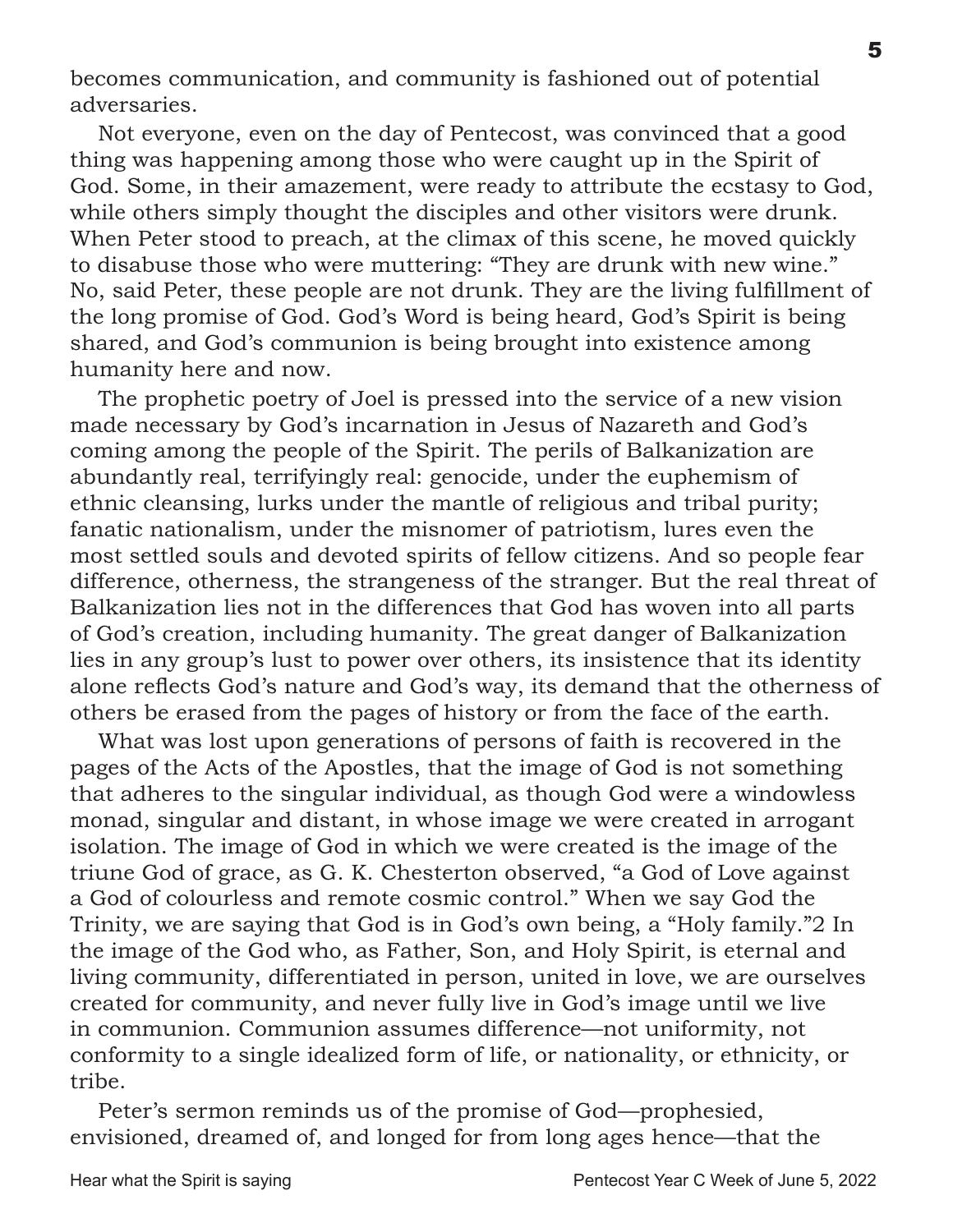becomes communication, and community is fashioned out of potential adversaries.

Not everyone, even on the day of Pentecost, was convinced that a good thing was happening among those who were caught up in the Spirit of God. Some, in their amazement, were ready to attribute the ecstasy to God, while others simply thought the disciples and other visitors were drunk. When Peter stood to preach, at the climax of this scene, he moved quickly to disabuse those who were muttering: "They are drunk with new wine." No, said Peter, these people are not drunk. They are the living fulfillment of the long promise of God. God's Word is being heard, God's Spirit is being shared, and God's communion is being brought into existence among humanity here and now.

The prophetic poetry of Joel is pressed into the service of a new vision made necessary by God's incarnation in Jesus of Nazareth and God's coming among the people of the Spirit. The perils of Balkanization are abundantly real, terrifyingly real: genocide, under the euphemism of ethnic cleansing, lurks under the mantle of religious and tribal purity; fanatic nationalism, under the misnomer of patriotism, lures even the most settled souls and devoted spirits of fellow citizens. And so people fear difference, otherness, the strangeness of the stranger. But the real threat of Balkanization lies not in the differences that God has woven into all parts of God's creation, including humanity. The great danger of Balkanization lies in any group's lust to power over others, its insistence that its identity alone reflects God's nature and God's way, its demand that the otherness of others be erased from the pages of history or from the face of the earth.

What was lost upon generations of persons of faith is recovered in the pages of the Acts of the Apostles, that the image of God is not something that adheres to the singular individual, as though God were a windowless monad, singular and distant, in whose image we were created in arrogant isolation. The image of God in which we were created is the image of the triune God of grace, as G. K. Chesterton observed, "a God of Love against a God of colourless and remote cosmic control." When we say God the Trinity, we are saying that God is in God's own being, a "Holy family."[2] In the image of the God who, as Father, Son, and Holy Spirit, is eternal and living community, differentiated in person, united in love, we are ourselves created for community, and never fully live in God's image until we live in communion. Communion assumes difference—not uniformity, not conformity to a single idealized form of life, or nationality, or ethnicity, or tribe.

Peter's sermon reminds us of the promise of God—prophesied, envisioned, dreamed of, and longed for from long ages hence—that the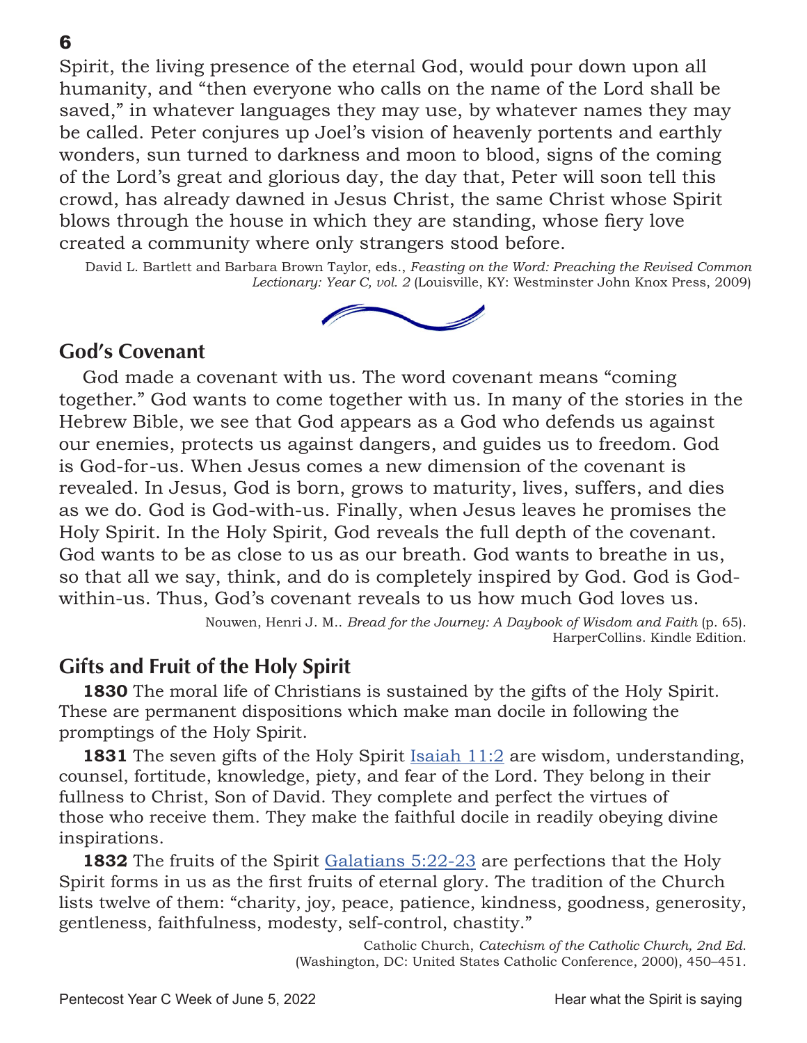Spirit, the living presence of the eternal God, would pour down upon all humanity, and "then everyone who calls on the name of the Lord shall be saved," in whatever languages they may use, by whatever names they may be called. Peter conjures up Joel's vision of heavenly portents and earthly wonders, sun turned to darkness and moon to blood, signs of the coming of the Lord's great and glorious day, the day that, Peter will soon tell this crowd, has already dawned in Jesus Christ, the same Christ whose Spirit blows through the house in which they are standing, whose fiery love created a community where only strangers stood before.

David L. Bartlett and Barbara Brown Taylor, eds., *Feasting on the Word: Preaching the Revised Common Lectionary: Year C, vol. 2* (Louisville, KY: Westminster John Knox Press, 2009)

## God's Covenant

God made a covenant with us. The word covenant means "coming together." God wants to come together with us. In many of the stories in the Hebrew Bible, we see that God appears as a God who defends us against our enemies, protects us against dangers, and guides us to freedom. God is God-for-us. When Jesus comes a new dimension of the covenant is revealed. In Jesus, God is born, grows to maturity, lives, suffers, and dies as we do. God is God-with-us. Finally, when Jesus leaves he promises the Holy Spirit. In the Holy Spirit, God reveals the full depth of the covenant. God wants to be as close to us as our breath. God wants to breathe in us, so that all we say, think, and do is completely inspired by God. God is God-within-us. Thus, God's covenant reveals to us how much God loves us.

Nouwen, Henri J. M.. *Bread for the Journey: A Daybook of Wisdom and Faith* (p. 65). HarperCollins. Kindle Edition.

## Gifts and Fruit of the Holy Spirit

**1830** The moral life of Christians is sustained by the gifts of the Holy Spirit. These are permanent dispositions which make man docile in following the promptings of the Holy Spirit.

**1831** The seven gifts of the Holy Spirit Isaiah 11:2 are wisdom, understanding, counsel, fortitude, knowledge, piety, and fear of the Lord. They belong in their fullness to Christ, Son of David. They complete and perfect the virtues of those who receive them. They make the faithful docile in readily obeying divine inspirations.

**1832** The fruits of the Spirit Galatians 5:22-23 are perfections that the Holy Spirit forms in us as the first fruits of eternal glory. The tradition of the Church lists twelve of them: "charity, joy, peace, patience, kindness, goodness, generosity, gentleness, faithfulness, modesty, self-control, chastity."

Catholic Church, *Catechism of the Catholic Church, 2nd Ed.* (Washington, DC: United States Catholic Conference, 2000), 450–451.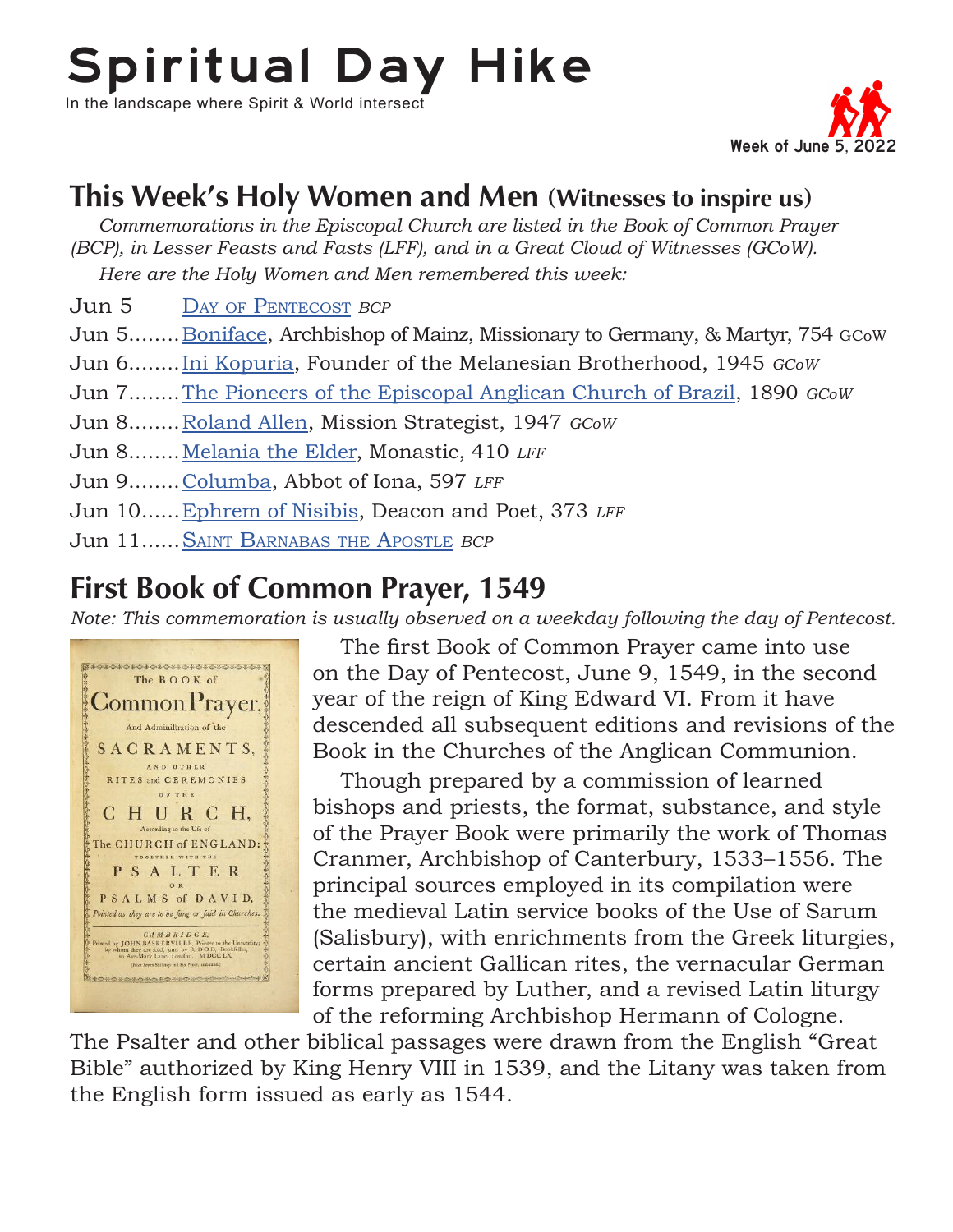# Spiritual Day Hike

In the landscape where Spirit & World intersect

Week of June 5, 2022

## This Week's Holy Women and Men (Witnesses to inspire us)

*Commemorations in the Episcopal Church are listed in the Book of Common Prayer (BCP), in Lesser Feasts and Fasts (LFF), and in a Great Cloud of Witnesses (GCoW).*

*Here are the Holy Women and Men remembered this week:*

Jun 5 DAY OF PENTECOST *BCP*
Jun 5........Boniface, Archbishop of Mainz, Missionary to Germany, & Martyr, 754 GCoW
Jun 6........Ini Kopuria, Founder of the Melanesian Brotherhood, 1945 *GCoW*
Jun 7........The Pioneers of the Episcopal Anglican Church of Brazil, 1890 *GCoW*
Jun 8........Roland Allen, Mission Strategist, 1947 *GCoW*
Jun 8........Melania the Elder, Monastic, 410 *LFF*
Jun 9........Columba, Abbot of Iona, 597 *LFF*
Jun 10......Ephrem of Nisibis, Deacon and Poet, 373 *LFF*
Jun 11......SAINT BARNABAS THE APOSTLE *BCP*

## First Book of Common Prayer, 1549

*Note: This commemoration is usually observed on a weekday following the day of Pentecost.*

The first Book of Common Prayer came into use on the Day of Pentecost, June 9, 1549, in the second year of the reign of King Edward VI. From it have descended all subsequent editions and revisions of the Book in the Churches of the Anglican Communion.

Though prepared by a commission of learned bishops and priests, the format, substance, and style of the Prayer Book were primarily the work of Thomas Cranmer, Archbishop of Canterbury, 1533–1556. The principal sources employed in its compilation were the medieval Latin service books of the Use of Sarum (Salisbury), with enrichments from the Greek liturgies, certain ancient Gallican rites, the vernacular German forms prepared by Luther, and a revised Latin liturgy of the reforming Archbishop Hermann of Cologne. The Psalter and other biblical passages were drawn from the English "Great Bible" authorized by King Henry VIII in 1539, and the Litany was taken from the English form issued as early as 1544.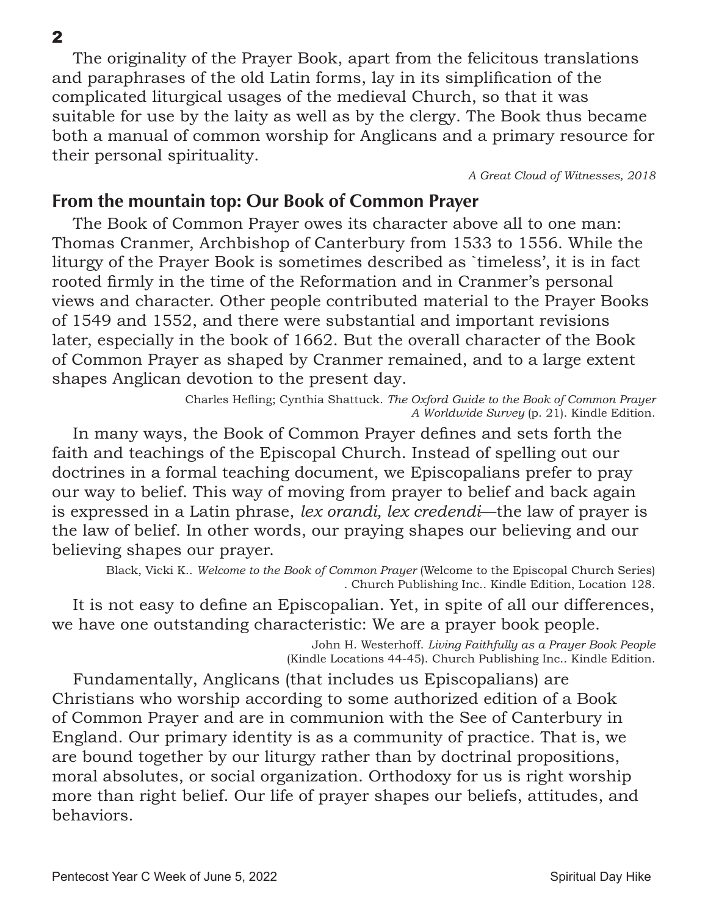The originality of the Prayer Book, apart from the felicitous translations and paraphrases of the old Latin forms, lay in its simplification of the complicated liturgical usages of the medieval Church, so that it was suitable for use by the laity as well as by the clergy. The Book thus became both a manual of common worship for Anglicans and a primary resource for their personal spirituality.

*A Great Cloud of Witnesses, 2018*

## From the mountain top: Our Book of Common Prayer

The Book of Common Prayer owes its character above all to one man: Thomas Cranmer, Archbishop of Canterbury from 1533 to 1556. While the liturgy of the Prayer Book is sometimes described as `timeless', it is in fact rooted firmly in the time of the Reformation and in Cranmer's personal views and character. Other people contributed material to the Prayer Books of 1549 and 1552, and there were substantial and important revisions later, especially in the book of 1662. But the overall character of the Book of Common Prayer as shaped by Cranmer remained, and to a large extent shapes Anglican devotion to the present day.

Charles Hefling; Cynthia Shattuck. *The Oxford Guide to the Book of Common Prayer A Worldwide Survey* (p. 21). Kindle Edition.

In many ways, the Book of Common Prayer defines and sets forth the faith and teachings of the Episcopal Church. Instead of spelling out our doctrines in a formal teaching document, we Episcopalians prefer to pray our way to belief. This way of moving from prayer to belief and back again is expressed in a Latin phrase, *lex orandi, lex credendi*—the law of prayer is the law of belief. In other words, our praying shapes our believing and our believing shapes our prayer.

Black, Vicki K.. *Welcome to the Book of Common Prayer* (Welcome to the Episcopal Church Series) . Church Publishing Inc.. Kindle Edition, Location 128.

It is not easy to define an Episcopalian. Yet, in spite of all our differences, we have one outstanding characteristic: We are a prayer book people.

John H. Westerhoff. *Living Faithfully as a Prayer Book People* (Kindle Locations 44-45). Church Publishing Inc.. Kindle Edition.

Fundamentally, Anglicans (that includes us Episcopalians) are Christians who worship according to some authorized edition of a Book of Common Prayer and are in communion with the See of Canterbury in England. Our primary identity is as a community of practice. That is, we are bound together by our liturgy rather than by doctrinal propositions, moral absolutes, or social organization. Orthodoxy for us is right worship more than right belief. Our life of prayer shapes our beliefs, attitudes, and behaviors.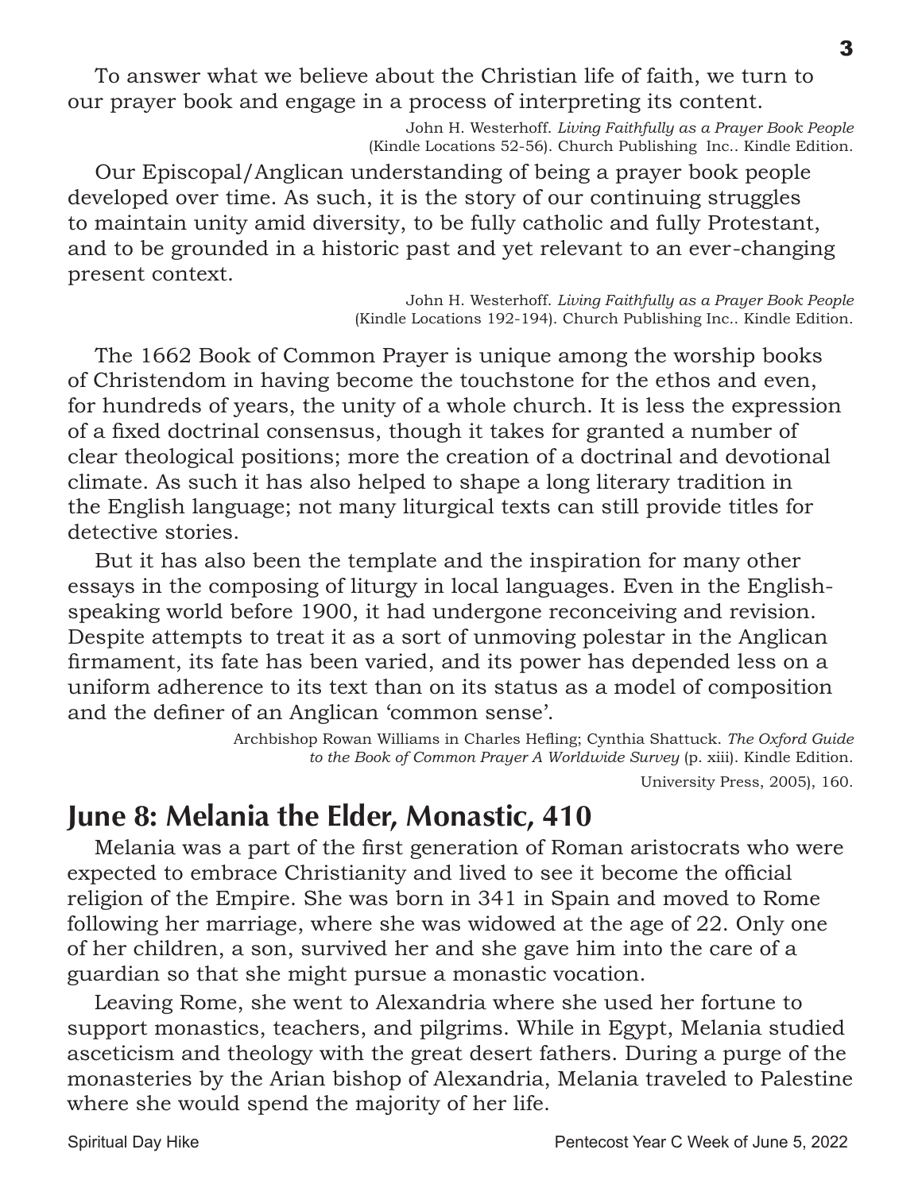To answer what we believe about the Christian life of faith, we turn to our prayer book and engage in a process of interpreting its content.

John H. Westerhoff. *Living Faithfully as a Prayer Book People* (Kindle Locations 52-56). Church Publishing Inc.. Kindle Edition.

Our Episcopal/Anglican understanding of being a prayer book people developed over time. As such, it is the story of our continuing struggles to maintain unity amid diversity, to be fully catholic and fully Protestant, and to be grounded in a historic past and yet relevant to an ever-changing present context.

John H. Westerhoff. *Living Faithfully as a Prayer Book People* (Kindle Locations 192-194). Church Publishing Inc.. Kindle Edition.

The 1662 Book of Common Prayer is unique among the worship books of Christendom in having become the touchstone for the ethos and even, for hundreds of years, the unity of a whole church. It is less the expression of a fixed doctrinal consensus, though it takes for granted a number of clear theological positions; more the creation of a doctrinal and devotional climate. As such it has also helped to shape a long literary tradition in the English language; not many liturgical texts can still provide titles for detective stories.

But it has also been the template and the inspiration for many other essays in the composing of liturgy in local languages. Even in the English-speaking world before 1900, it had undergone reconceiving and revision. Despite attempts to treat it as a sort of unmoving polestar in the Anglican firmament, its fate has been varied, and its power has depended less on a uniform adherence to its text than on its status as a model of composition and the definer of an Anglican 'common sense'.

Archbishop Rowan Williams in Charles Hefling; Cynthia Shattuck. *The Oxford Guide to the Book of Common Prayer A Worldwide Survey* (p. xiii). Kindle Edition.

University Press, 2005), 160.

## June 8: Melania the Elder, Monastic, 410

Melania was a part of the first generation of Roman aristocrats who were expected to embrace Christianity and lived to see it become the official religion of the Empire. She was born in 341 in Spain and moved to Rome following her marriage, where she was widowed at the age of 22. Only one of her children, a son, survived her and she gave him into the care of a guardian so that she might pursue a monastic vocation.

Leaving Rome, she went to Alexandria where she used her fortune to support monastics, teachers, and pilgrims. While in Egypt, Melania studied asceticism and theology with the great desert fathers. During a purge of the monasteries by the Arian bishop of Alexandria, Melania traveled to Palestine where she would spend the majority of her life.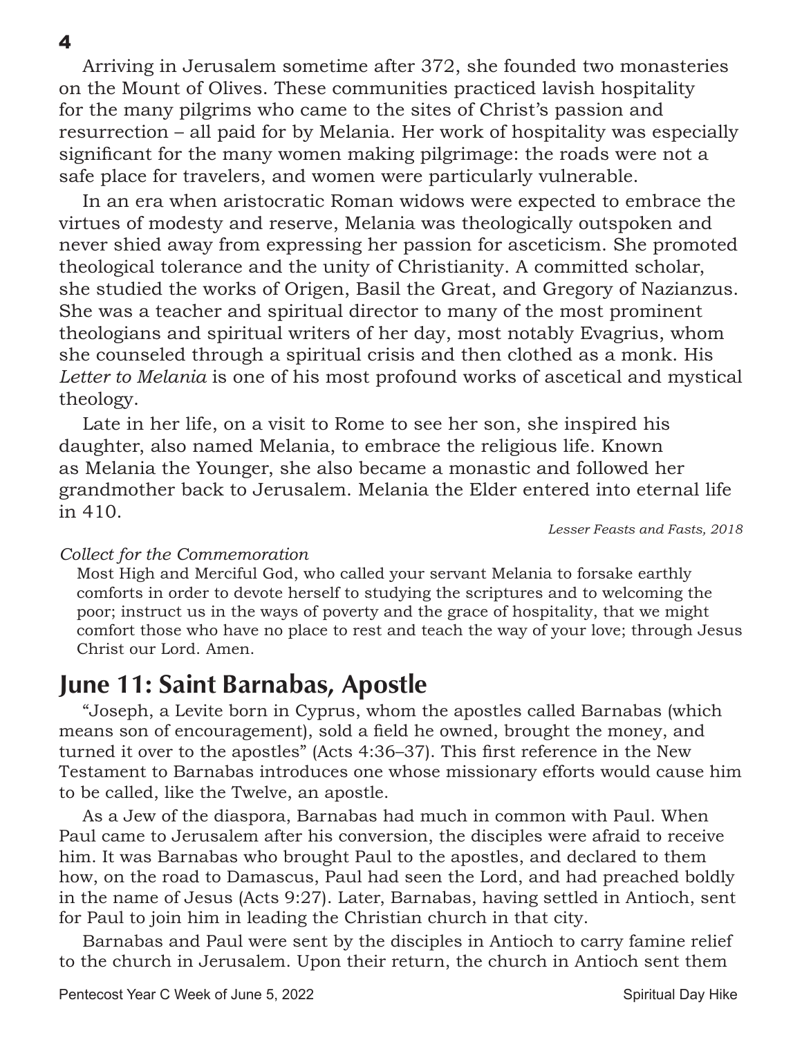Arriving in Jerusalem sometime after 372, she founded two monasteries on the Mount of Olives. These communities practiced lavish hospitality for the many pilgrims who came to the sites of Christ's passion and resurrection – all paid for by Melania. Her work of hospitality was especially significant for the many women making pilgrimage: the roads were not a safe place for travelers, and women were particularly vulnerable.

In an era when aristocratic Roman widows were expected to embrace the virtues of modesty and reserve, Melania was theologically outspoken and never shied away from expressing her passion for asceticism. She promoted theological tolerance and the unity of Christianity. A committed scholar, she studied the works of Origen, Basil the Great, and Gregory of Nazianzus. She was a teacher and spiritual director to many of the most prominent theologians and spiritual writers of her day, most notably Evagrius, whom she counseled through a spiritual crisis and then clothed as a monk. His *Letter to Melania* is one of his most profound works of ascetical and mystical theology.

Late in her life, on a visit to Rome to see her son, she inspired his daughter, also named Melania, to embrace the religious life. Known as Melania the Younger, she also became a monastic and followed her grandmother back to Jerusalem. Melania the Elder entered into eternal life in 410.

*Lesser Feasts and Fasts, 2018*

*Collect for the Commemoration*

Most High and Merciful God, who called your servant Melania to forsake earthly comforts in order to devote herself to studying the scriptures and to welcoming the poor; instruct us in the ways of poverty and the grace of hospitality, that we might comfort those who have no place to rest and teach the way of your love; through Jesus Christ our Lord. Amen.

## June 11: Saint Barnabas, Apostle

"Joseph, a Levite born in Cyprus, whom the apostles called Barnabas (which means son of encouragement), sold a field he owned, brought the money, and turned it over to the apostles" (Acts 4:36–37). This first reference in the New Testament to Barnabas introduces one whose missionary efforts would cause him to be called, like the Twelve, an apostle.

As a Jew of the diaspora, Barnabas had much in common with Paul. When Paul came to Jerusalem after his conversion, the disciples were afraid to receive him. It was Barnabas who brought Paul to the apostles, and declared to them how, on the road to Damascus, Paul had seen the Lord, and had preached boldly in the name of Jesus (Acts 9:27). Later, Barnabas, having settled in Antioch, sent for Paul to join him in leading the Christian church in that city.

Barnabas and Paul were sent by the disciples in Antioch to carry famine relief to the church in Jerusalem. Upon their return, the church in Antioch sent them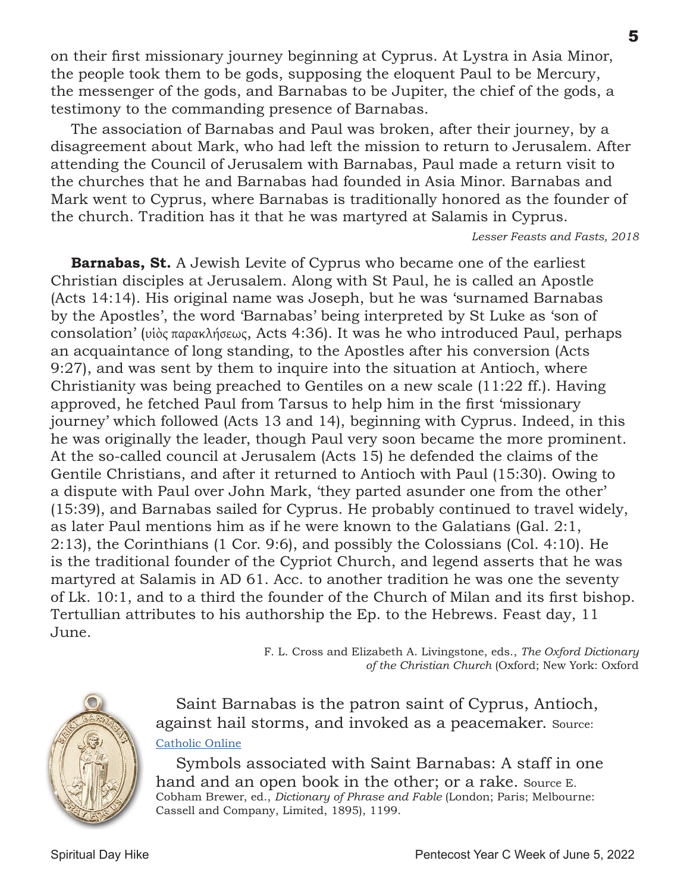on their first missionary journey beginning at Cyprus. At Lystra in Asia Minor, the people took them to be gods, supposing the eloquent Paul to be Mercury, the messenger of the gods, and Barnabas to be Jupiter, the chief of the gods, a testimony to the commanding presence of Barnabas.

The association of Barnabas and Paul was broken, after their journey, by a disagreement about Mark, who had left the mission to return to Jerusalem. After attending the Council of Jerusalem with Barnabas, Paul made a return visit to the churches that he and Barnabas had founded in Asia Minor. Barnabas and Mark went to Cyprus, where Barnabas is traditionally honored as the founder of the church. Tradition has it that he was martyred at Salamis in Cyprus.

*Lesser Feasts and Fasts, 2018*

**Barnabas, St.** A Jewish Levite of Cyprus who became one of the earliest Christian disciples at Jerusalem. Along with St Paul, he is called an Apostle (Acts 14:14). His original name was Joseph, but he was 'surnamed Barnabas by the Apostles', the word 'Barnabas' being interpreted by St Luke as 'son of consolation' (υἱὸς παρακλήσεως, Acts 4:36). It was he who introduced Paul, perhaps an acquaintance of long standing, to the Apostles after his conversion (Acts 9:27), and was sent by them to inquire into the situation at Antioch, where Christianity was being preached to Gentiles on a new scale (11:22 ff.). Having approved, he fetched Paul from Tarsus to help him in the first 'missionary journey' which followed (Acts 13 and 14), beginning with Cyprus. Indeed, in this he was originally the leader, though Paul very soon became the more prominent. At the so-called council at Jerusalem (Acts 15) he defended the claims of the Gentile Christians, and after it returned to Antioch with Paul (15:30). Owing to a dispute with Paul over John Mark, 'they parted asunder one from the other' (15:39), and Barnabas sailed for Cyprus. He probably continued to travel widely, as later Paul mentions him as if he were known to the Galatians (Gal. 2:1, 2:13), the Corinthians (1 Cor. 9:6), and possibly the Colossians (Col. 4:10). He is the traditional founder of the Cypriot Church, and legend asserts that he was martyred at Salamis in AD 61. Acc. to another tradition he was one the seventy of Lk. 10:1, and to a third the founder of the Church of Milan and its first bishop. Tertullian attributes to his authorship the Ep. to the Hebrews. Feast day, 11 June.

F. L. Cross and Elizabeth A. Livingstone, eds., *The Oxford Dictionary of the Christian Church* (Oxford; New York: Oxford

Saint Barnabas is the patron saint of Cyprus, Antioch, against hail storms, and invoked as a peacemaker. Source: [Catholic Online]

Symbols associated with Saint Barnabas: A staff in one hand and an open book in the other; or a rake. Source E. Cobham Brewer, ed., *Dictionary of Phrase and Fable* (London; Paris; Melbourne: Cassell and Company, Limited, 1895), 1199.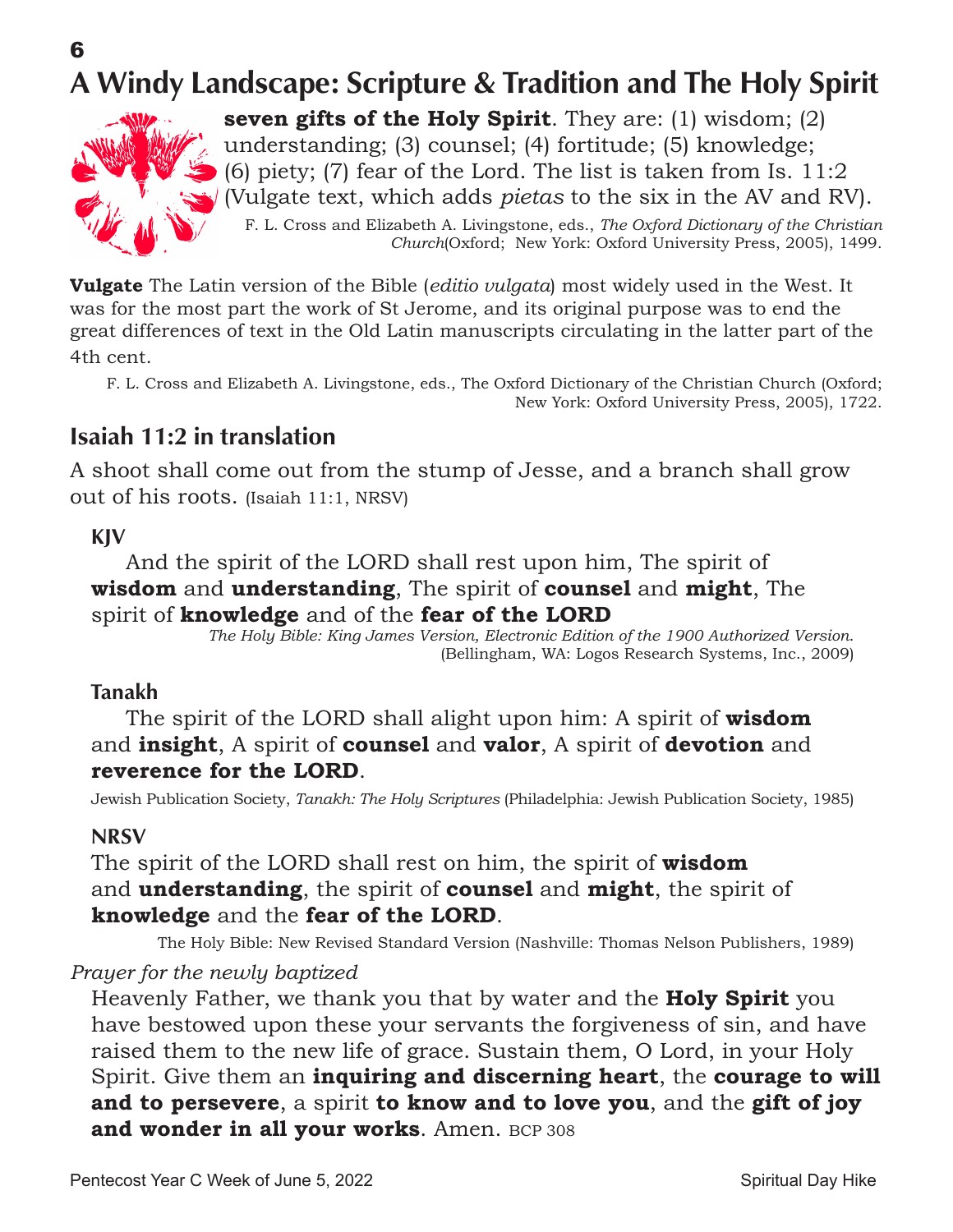# A Windy Landscape: Scripture & Tradition and The Holy Spirit

**seven gifts of the Holy Spirit**. They are: (1) wisdom; (2) understanding; (3) counsel; (4) fortitude; (5) knowledge; (6) piety; (7) fear of the Lord. The list is taken from Is. 11:2 (Vulgate text, which adds *pietas* to the six in the AV and RV).

F. L. Cross and Elizabeth A. Livingstone, eds., *The Oxford Dictionary of the Christian Church*(Oxford; New York: Oxford University Press, 2005), 1499.

**Vulgate** The Latin version of the Bible (*editio vulgata*) most widely used in the West. It was for the most part the work of St Jerome, and its original purpose was to end the great differences of text in the Old Latin manuscripts circulating in the latter part of the 4th cent.

F. L. Cross and Elizabeth A. Livingstone, eds., The Oxford Dictionary of the Christian Church (Oxford; New York: Oxford University Press, 2005), 1722.

## Isaiah 11:2 in translation

A shoot shall come out from the stump of Jesse, and a branch shall grow out of his roots. (Isaiah 11:1, NRSV)

### KJV

And the spirit of the LORD shall rest upon him, The spirit of **wisdom** and **understanding**, The spirit of **counsel** and **might**, The spirit of **knowledge** and of the **fear of the LORD**

*The Holy Bible: King James Version, Electronic Edition of the 1900 Authorized Version.* (Bellingham, WA: Logos Research Systems, Inc., 2009)

### Tanakh

The spirit of the LORD shall alight upon him: A spirit of **wisdom** and **insight**, A spirit of **counsel** and **valor**, A spirit of **devotion** and **reverence for the LORD**.

Jewish Publication Society, *Tanakh: The Holy Scriptures* (Philadelphia: Jewish Publication Society, 1985)

### NRSV

The spirit of the LORD shall rest on him, the spirit of **wisdom** and **understanding**, the spirit of **counsel** and **might**, the spirit of **knowledge** and the **fear of the LORD**.

The Holy Bible: New Revised Standard Version (Nashville: Thomas Nelson Publishers, 1989)

*Prayer for the newly baptized*

Heavenly Father, we thank you that by water and the **Holy Spirit** you have bestowed upon these your servants the forgiveness of sin, and have raised them to the new life of grace. Sustain them, O Lord, in your Holy Spirit. Give them an **inquiring and discerning heart**, the **courage to will and to persevere**, a spirit **to know and to love you**, and the **gift of joy and wonder in all your works**. Amen. BCP 308